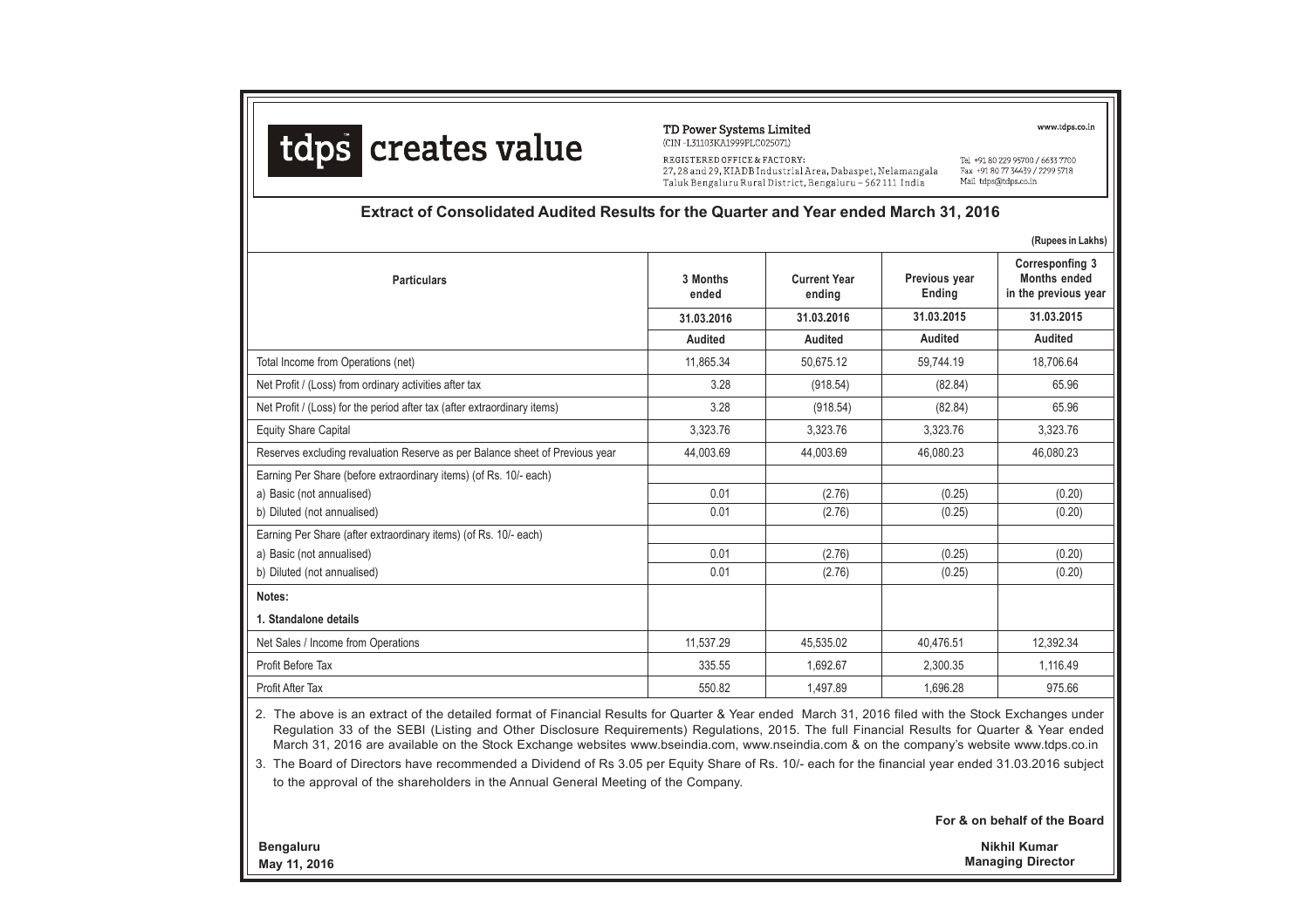**tdps creates value**

**TD Power Systems Limited**
(CIN -L31103KA1999PLC025071)

REGISTERED OFFICE & FACTORY:
27, 28 and 29, KIADB Industrial Area, Dabaspet, Nelamangala
Taluk Bengaluru Rural District, Bengaluru – 562 111 India

www.tdps.co.in

Tel +91 80 229 95700 / 6633 7700
Fax +91 80 7734439 / 2299 5718
Mail tdps@tdps.co.in

## Extract of Consolidated Audited Results for the Quarter and Year ended March 31, 2016

(Rupees in Lakhs)

| Particulars | 3 Months ended | Current Year ending | Previous year Ending | Corresponfing 3 Months ended in the previous year |
|---|---|---|---|---|
| | 31.03.2016 | 31.03.2016 | 31.03.2015 | 31.03.2015 |
| | Audited | Audited | Audited | Audited |
| Total Income from Operations (net) | 11,865.34 | 50,675.12 | 59,744.19 | 18,706.64 |
| Net Profit / (Loss) from ordinary activities after tax | 3.28 | (918.54) | (82.84) | 65.96 |
| Net Profit / (Loss) for the period after tax (after extraordinary items) | 3.28 | (918.54) | (82.84) | 65.96 |
| Equity Share Capital | 3,323.76 | 3,323.76 | 3,323.76 | 3,323.76 |
| Reserves excluding revaluation Reserve as per Balance sheet of Previous year | 44,003.69 | 44,003.69 | 46,080.23 | 46,080.23 |
| Earning Per Share (before extraordinary items) (of Rs. 10/- each) | | | | |
| a) Basic (not annualised) | 0.01 | (2.76) | (0.25) | (0.20) |
| b) Diluted (not annualised) | 0.01 | (2.76) | (0.25) | (0.20) |
| Earning Per Share (after extraordinary items) (of Rs. 10/- each) | | | | |
| a) Basic (not annualised) | 0.01 | (2.76) | (0.25) | (0.20) |
| b) Diluted (not annualised) | 0.01 | (2.76) | (0.25) | (0.20) |
| **Notes:** | | | | |
| **1. Standalone details** | | | | |
| Net Sales / Income from Operations | 11,537.29 | 45,535.02 | 40,476.51 | 12,392.34 |
| Profit Before Tax | 335.55 | 1,692.67 | 2,300.35 | 1,116.49 |
| Profit After Tax | 550.82 | 1,497.89 | 1,696.28 | 975.66 |

2. The above is an extract of the detailed format of Financial Results for Quarter & Year ended March 31, 2016 filed with the Stock Exchanges under Regulation 33 of the SEBI (Listing and Other Disclosure Requirements) Regulations, 2015. The full Financial Results for Quarter & Year ended March 31, 2016 are available on the Stock Exchange websites www.bseindia.com, www.nseindia.com & on the company's website www.tdps.co.in

3. The Board of Directors have recommended a Dividend of Rs 3.05 per Equity Share of Rs. 10/- each for the financial year ended 31.03.2016 subject to the approval of the shareholders in the Annual General Meeting of the Company.

**For & on behalf of the Board**

**Bengaluru**
**May 11, 2016**

**Nikhil Kumar**
**Managing Director**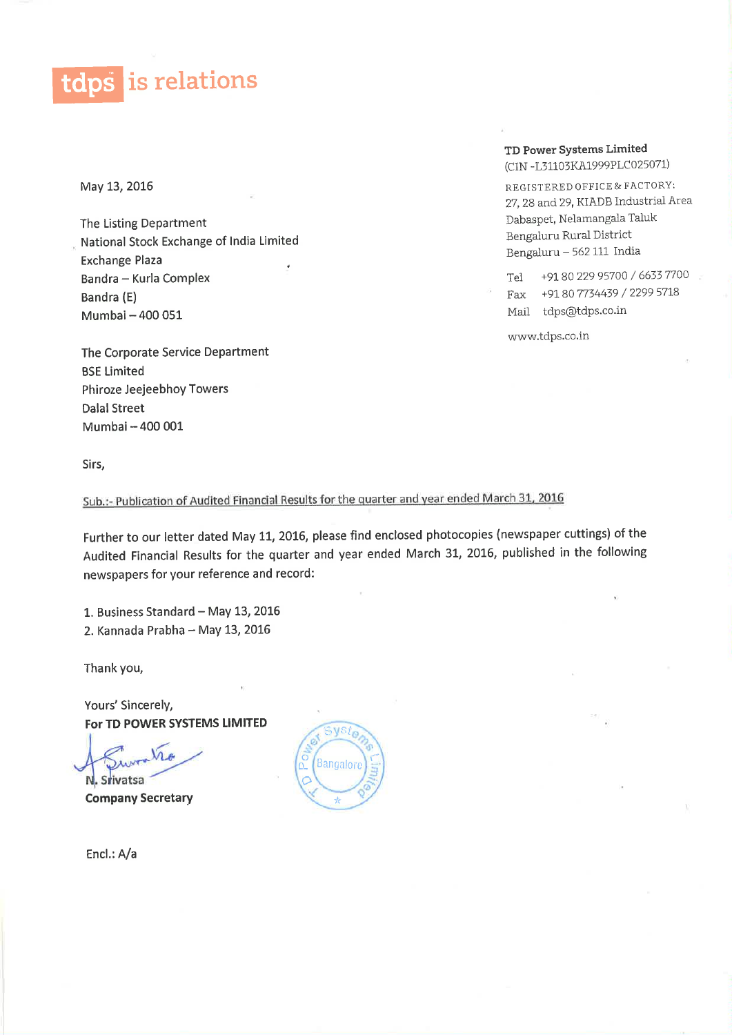**tdps** is relations

**TD Power Systems Limited**
(CIN -L31103KA1999PLC025071)

REGISTERED OFFICE & FACTORY:
27, 28 and 29, KIADB Industrial Area
Dabaspet, Nelamangala Taluk
Bengaluru Rural District
Bengaluru – 562 111 India

Tel +91 80 229 95700 / 6633 7700
Fax +91 80 7734439 / 2299 5718
Mail tdps@tdps.co.in

www.tdps.co.in

May 13, 2016

The Listing Department
National Stock Exchange of India Limited
Exchange Plaza
Bandra – Kurla Complex
Bandra (E)
Mumbai – 400 051

The Corporate Service Department
BSE Limited
Phiroze Jeejeebhoy Towers
Dalal Street
Mumbai – 400 001

Sirs,

Sub.:- Publication of Audited Financial Results for the quarter and year ended March 31, 2016

Further to our letter dated May 11, 2016, please find enclosed photocopies (newspaper cuttings) of the Audited Financial Results for the quarter and year ended March 31, 2016, published in the following newspapers for your reference and record:

1. Business Standard – May 13, 2016
2. Kannada Prabha – May 13, 2016

Thank you,

Yours' Sincerely,
**For TD POWER SYSTEMS LIMITED**

N. Srivatsa
**Company Secretary**

Encl.: A/a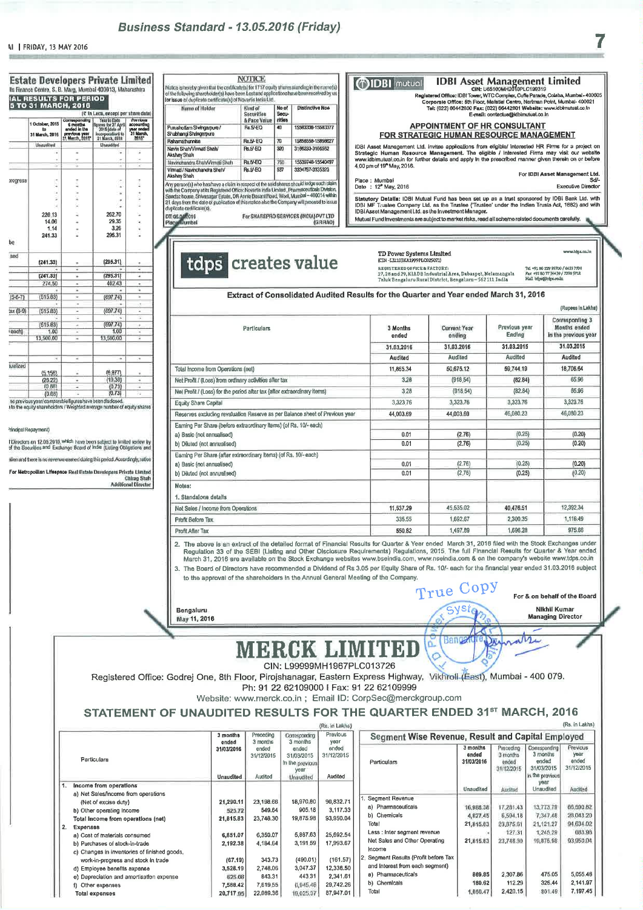## Business Standard - 13.05.2016 (Friday)

### Estate Developers Private Limited

...ite Finance Centre, S. B. Marg, Mumbai 400013, Maharashtra

**...IAL RESULTS FOR PERIOD ...5 TO 31 MARCH, 2016**

(₹ in Lacs, except per share data)

| | 1 October, 2015 to 31 March, 2016 | Corresponding 6 months ended in the previous year 31 March, 2015* | Year to Date figures for 27 April 2015 (date of incorporation) to 31 March, 2016 | Previous accounting year ended 31 March, 2015* |
|---|---|---|---|---|
| | Unaudited | | Unaudited | |
| | - | - | - | - |
| | - | - | - | - |
| ...rogress | - | - | - | - |
| | 226.13 | - | 262.70 | - |
| | 14.06 | - | 29.35 | - |
| | 1.14 | - | 3.26 | - |
| | 241.33 | - | 295.31 | - |
| ...and | (241.33) | - | (295.31) | - |
| | (241.33) | - | (295.31) | - |
| | 274.50 | - | 402.43 | - |
| (5-6-7) | (515.83) | - | (697.74) | - |
| ...ax (8-9) | (515.83) | - | (697.74) | - |
| | (515.83) | - | (697.74) | - |
| ...each) | 1.00 | - | 1.00 | - |
| | 13,500.00 | - | 13,500.00 | - |
| | - | - | - | - |
| ...ualized | (5,156) | - | (6,977) | - |
| | (29.22) | - | (19.38) | - |
| | (0.68) | - | (0.73) | - |
| | (0.68) | - | (0.73) | - |

...no previous year/ comparable figures have been disclosed.
...to the equity shareholders / Weighted average number of equity shares

...rincipal Repayment)

...f Directors on 12.05.2016, which have been subject to limited review by ...of the Securities and Exchange Board of India (Listing Obligations and ...

...ation and there is no revenue earned during this period. Accordingly, ratios ...

For Metropolitan Lifespace Real Estate Developers Private Limited
Chirag Shah
Additional Director

---

### NOTICE

Notice is hereby given that the certificate(s) for 1717 equity shares standing in the name(s) of the following shareholder(s) have been Lost and applications have been received by us for issue of duplicate certificate(s) of Novartis India Ltd.

| Name of Holder | Kind of Securities & Face Value | No of Securities | Distinctive Nos |
|---|---|---|---|
| Purushottam Shringarpure / Shubhangi Shringarpure | Rs.5/-EQ | 40 | 15583338-15583377 |
| Rahamathunnisa | Rs.5/-EQ | 70 | 15858558-15858627 |
| Navin Shah/Vimal Shah/ Akshay Shah | Rs.5/-EQ | 320 | 3166233-3166552 |
| Navinchandra Shah/Vimati Shah | Rs.5/-EQ | 750 | 15539748-15540497 |
| Vimati / Navinchandra Shah/ Akshay Shah | Rs.5/-EQ | 537 | 3334787-3335323 |

Any person(s) who has/have a claim in respect of the said shares should lodge such claim with the Company at its Registered Office: Novartis India Limited, Pharmaceuticals Division, Sandoz house, Shivasagar Estate, Dr Annie Besant Road, Worli, Mumbai – 400014 within 21 days from the date of publication of this notice else the Company will proceed to issue duplicate certificate(s).

DT: 05.05.2016
Place: Mumbai

For SHAREPRO SERVICES (INDIA) PVT LTD
(GRHAO)

---

### IDBI Asset Management Limited

IDBI mutual

CIN: U65100MH2010PLC199319

Registered Office: IDBI Tower, WTC Complex, Cuffe Parade, Colaba, Mumbai - 400005
Corporate Office: 5th Floor, Mafatlal Centre, Nariman Point, Mumbai- 400021
Tel: (022) 66442800 Fax: (022) 66442801 Website: www.idbimutual.co.in
E-mail: contactus@idbimutual.co.in

**APPOINTMENT OF HR CONSULTANT FOR STRATEGIC HUMAN RESOURCE MANAGEMENT**

IDBI Asset Management Ltd. invites applications from eligible/ interested HR Firms for a project on Strategic Human Resource Management. The eligible / interested Firms may visit our website www.idbimutual.co.in for further details and apply in the prescribed manner given therein on or before 4.00 pm of 19th May, 2016.

Place : Mumbai
Date : 12th May, 2016

For IDBI Asset Management Ltd.
Sd/-
Executive Director

**Statutory Details:** IDBI Mutual Fund has been set up as a trust sponsored by IDBI Bank Ltd. with IDBI MF Trustee Company Ltd. as the Trustee ("Trustee" under the Indian Trusts Act, 1882) and with IDBI Asset Management Ltd. as the Investment Manager.

Mutual Fund investments are subject to market risks, read all scheme related documents carefully.

---

### tdps creates value

**TD Power Systems Limited**
(CIN -L31103KA1999PLC025071)

REGISTERED OFFICE & FACTORY:
27, 28 and 29, KIADB Industrial Area, Dabaspet, Nelamangala Taluk Bengaluru Rural District, Bengaluru – 562 111 India

Tel +91 80 229 95700 / 6633 7700
Fax +91 80 7734439 / 7299 5718
Mail tdps@tdps.co.in
www.tdps.co.in

**Extract of Consolidated Audited Results for the Quarter and Year ended March 31, 2016**

(Rupees in Lakhs)

| Particulars | 3 Months ended | Current Year ending | Previous year Ending | Corresponding 3 Months ended in the previous year |
|---|---|---|---|---|
| | 31.03.2016 | 31.03.2016 | 31.03.2015 | 31.03.2015 |
| | Audited | Audited | Audited | Audited |
| Total Income from Operations (net) | 11,865.34 | 50,675.12 | 59,744.19 | 18,706.64 |
| Net Profit / (Loss) from ordinary activities after tax | 3.28 | (918.54) | (82.84) | 65.96 |
| Net Profit / (Loss) for the period after tax (after extraordinary items) | 3.28 | (918.54) | (82.84) | 65.96 |
| Equity Share Capital | 3,323.76 | 3,323.76 | 3,323.76 | 3,323.76 |
| Reserves excluding revaluation Reserve as per Balance sheet of Previous year | 44,003.69 | 44,003.69 | 46,080.23 | 46,080.23 |
| Earning Per Share (before extraordinary items) (of Rs. 10/- each) | | | | |
| a) Basic (not annualised) | 0.01 | (2.76) | (0.25) | (0.20) |
| b) Diluted (not annualised) | 0.01 | (2.76) | (0.25) | (0.20) |
| Earning Per Share (after extraordinary items) (of Rs. 10/- each) | | | | |
| a) Basic (not annualised) | 0.01 | (2.76) | (0.25) | (0.20) |
| b) Diluted (not annualised) | 0.01 | (2.76) | (0.25) | (0.20) |
| **Notes:** | | | | |
| 1. Standalone details | | | | |
| Net Sales / Income from Operations | 11,537.29 | 45,535.02 | 40,476.51 | 12,392.34 |
| Profit Before Tax | 335.55 | 1,692.67 | 2,300.35 | 1,116.49 |
| Profit After Tax | 550.82 | 1,497.89 | 1,696.28 | 975.66 |

2. The above is an extract of the detailed format of Financial Results for Quarter & Year ended March 31, 2016 filed with the Stock Exchanges under Regulation 33 of the SEBI (Listing and Other Disclosure Requirements) Regulations, 2015. The full Financial Results for Quarter & Year ended March 31, 2016 are available on the Stock Exchange websites www.bseindia.com, www.nseindia.com & on the company's website www.tdps.co.in
3. The Board of Directors have recommended a Dividend of Rs 3.05 per Equity Share of Rs. 10/- each for the financial year ended 31.03.2016 subject to the approval of the shareholders in the Annual General Meeting of the Company.

True Copy

Bengaluru
May 11, 2016

For & on behalf of the Board
Nikhil Kumar
Managing Director

---

# MERCK LIMITED

CIN: L99999MH1967PLC013726

Registered Office: Godrej One, 8th Floor, Pirojshanagar, Eastern Express Highway, Vikhroli (East), Mumbai - 400 079.
Ph: 91 22 62109000 I Fax: 91 22 62109999
Website: www.merck.co.in ; Email ID: CorpSec@merckgroup.com

## STATEMENT OF UNAUDITED RESULTS FOR THE QUARTER ENDED 31ST MARCH, 2016

(Rs. in Lakhs)

| Particulars | 3 months ended 31/03/2016 | Preceding 3 months ended 31/12/2015 | Corresponding 3 months ended 31/03/2015 in the previous year | Previous year ended 31/12/2015 |
|---|---|---|---|---|
| | Unaudited | Audited | Unaudited | Audited |
| 1. Income from operations | | | | |
| a) Net Sales/Income from operations (Net of excise duty) | 21,290.11 | 23,198.66 | 18,970.80 | 90,832.71 |
| b) Other operating income | 525.72 | 549.64 | 905.18 | 3,117.33 |
| Total income from operations (net) | 21,815.83 | 23,748.30 | 19,875.98 | 93,950.04 |
| 2. Expenses | | | | |
| a) Cost of materials consumed | 6,851.07 | 6,350.07 | 5,887.63 | 25,692.54 |
| b) Purchases of stock-in-trade | 2,192.38 | 4,184.64 | 3,191.59 | 17,993.67 |
| c) Changes in inventories of finished goods, work-in-progress and stock in trade | (67.19) | 343.73 | (490.01) | (161.57) |
| d) Employee benefits expense | 3,526.19 | 2,748.06 | 3,047.37 | 12,336.50 |
| e) Depreciation and amortisation expense | 625.08 | 643.31 | 443.31 | 2,341.61 |
| f) Other expenses | 7,588.42 | 7,819.55 | 6,945.48 | 29,742.26 |
| Total expenses | 20,717.05 | 22,089.36 | 19,025.37 | 87,947.01 |

**Segment Wise Revenue, Result and Capital Employed**

(Rs. in Lakhs)

| Particulars | 3 months ended 31/03/2016 | Preceding 3 months ended 31/12/2015 | Corresponding 3 months ended 31/03/2015 in the previous year | Previous year ended 31/12/2015 |
|---|---|---|---|---|
| | Unaudited | Audited | Unaudited | Audited |
| 1. Segment Revenue | | | | |
| a) Pharmaceuticals | 16,988.38 | 17,281.43 | 13,773.79 | 65,590.82 |
| b) Chemicals | 4,827.45 | 6,594.18 | 7,347.48 | 28,043.20 |
| Total | 21,815.83 | 23,875.61 | 21,121.27 | 94,634.02 |
| Less : Inter segment revenue | - | 127.31 | 1,245.29 | 683.98 |
| Net Sales and Other Operating Income | 21,815.83 | 23,748.30 | 19,875.98 | 93,950.04 |
| 2. Segment Results (Profit before Tax and Interest from each segment) | | | | |
| a) Pharmaceuticals | 869.85 | 2,307.86 | 475.05 | 5,055.48 |
| b) Chemicals | 180.62 | 112.29 | 326.44 | 2,141.97 |
| Total | 1,050.47 | 2,420.15 | 801.49 | 7,197.45 |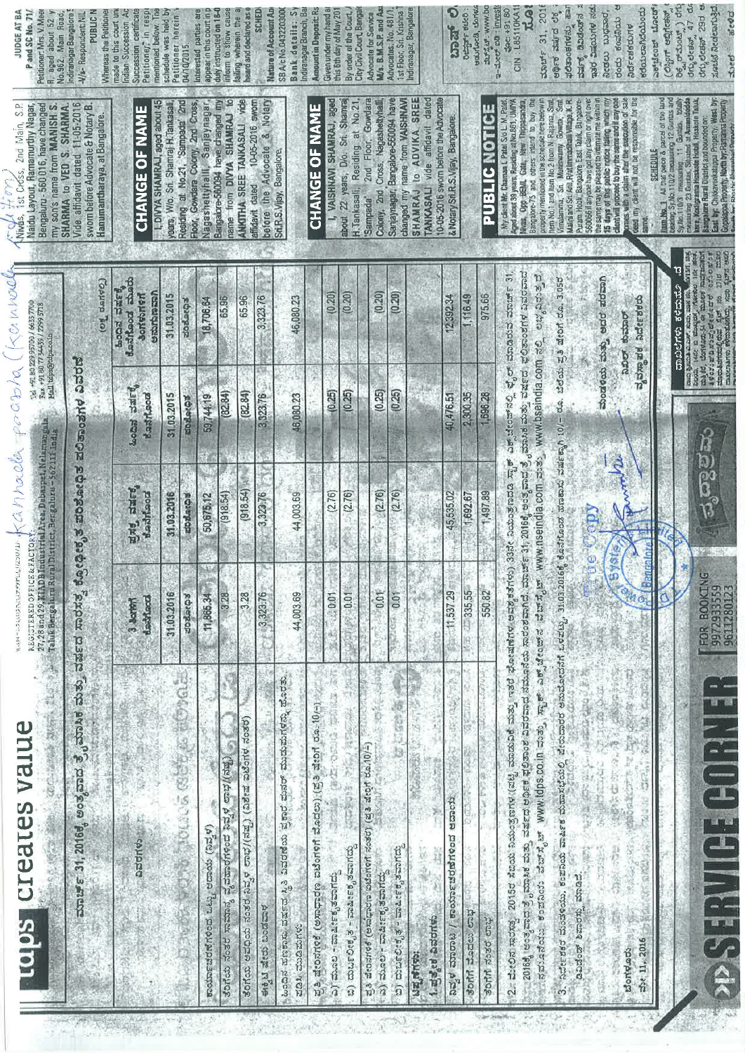*Kannada Prabha (Kannada edition)* (handwritten)

# tdps creates value

REGISTERED OFFICE & FACTORY: 27, 28 and 29, KIADB Industrial Area, Dobaspet, Nelamangala Taluk Bengaluru Rural District, Bengaluru - 562111, India.
Tel: +91 80 229 95700 / 6633 7700 Fax: +91 80 7734439 / 2299 5718 Mail: tdps@tdps.co.in

ಮಾರ್ಚ್ 31, 2016ಕ್ಕೆ ಅಂತ್ಯವಾದ ತ್ರೈಮಾಸಿಕ ಮತ್ತು ವರ್ಷದ ಅವಧಿಗೆ ಲೆಕ್ಕಪರಿಶೋಧಿತ ಹಣಕಾಸು ಫಲಿತಾಂಶಗಳ ವಿವರ

(ಲಕ್ಷ ರೂಗಳಲ್ಲಿ)

| ವಿವರಗಳು | 3 ತಿಂಗಳ ಅಂತ್ಯಕ್ಕೆ | ಪ್ರಸಕ್ತ ವರ್ಷದ ಅಂತ್ಯಕ್ಕೆ | ಹಿಂದಿನ ವರ್ಷದ ಅಂತ್ಯಕ್ಕೆ | ಹಿಂದಿನ ವರ್ಷದ ಅನುರೂಪ 3 ತಿಂಗಳ ಅಂತ್ಯಕ್ಕೆ |
|---|---|---|---|---|
| | 31.03.2016 | 31.03.2016 | 31.03.2015 | 31.03.2015 |
| | ಪರಿಶೋಧಿತ | ಪರಿಶೋಧಿತ | ಪರಿಶೋಧಿತ | ಪರಿಶೋಧಿತ |
| ಕಾರ್ಯಾಚರಣೆಯಿಂದ ಒಟ್ಟು ಆದಾಯ (ನಿವ್ವಳ) | 11,885.34 | 50,875.12 | 59,744.19 | 18,708.64 |
| ತೆರಿಗೆ ಪೂರ್ವ ಸಾಮಾನ್ಯ ಚಟುವಟಿಕೆಗಳಿಂದ ನಿವ್ವಳ ಲಾಭ/(ನಷ್ಟ) | 3.28 | (918.54) | (82.84) | 65.96 |
| ತೆರಿಗೆ ಬಳಿಕ ನಿವ್ವಳ ಲಾಭ/(ನಷ್ಟ) (ಅಸಾಧಾರಣ ಐಟಂಗಳ ನಂತರ) | 3.28 | (918.54) | (82.84) | 65.96 |
| ಈಕ್ವಿಟಿ ಷೇರು ಬಂಡವಾಳ | 3,323.76 | 3,323.76 | 3,323.76 | 3,323.76 |
| ಮೀಸಲು (ಹಿಂದಿನ ವರ್ಷದ ಬ್ಯಾಲೆನ್ಸ್ ಶೀಟ್ ಪ್ರಕಾರ ಮರುಮೌಲ್ಯಮಾಪನ ಮೀಸಲು ಹೊರತುಪಡಿಸಿ) | 44,003.69 | 44,003.69 | 46,080.23 | 46,080.23 |
| ಪ್ರತಿ ಷೇರಿನ ಗಳಿಕೆ (ಅಸಾಧಾರಣ ಐಟಂಗಳ ಮೊದಲು) (ಪ್ರತಿ ತಲಾ ರೂ.10/-) | | | | |
| ಎ) ಮೂಲ - ವಾರ್ಷಿಕವಲ್ಲದ | 0.01 | (2.76) | (0.25) | (0.20) |
| ಬಿ) ದುರ್ಬಲಗೊಳಿಸಿದ - ವಾರ್ಷಿಕವಲ್ಲದ | 0.01 | (2.76) | (0.25) | (0.20) |
| ಪ್ರತಿ ಷೇರಿನ ಗಳಿಕೆ (ಅಸಾಧಾರಣ ಐಟಂಗಳ ನಂತರ) (ಪ್ರತಿ ತಲಾ ರೂ.10/-) | | | | |
| ಎ) ಮೂಲ - ವಾರ್ಷಿಕವಲ್ಲದ | 0.01 | (2.76) | (0.25) | (0.20) |
| ಬಿ) ದುರ್ಬಲಗೊಳಿಸಿದ - ವಾರ್ಷಿಕವಲ್ಲದ | 0.01 | (2.76) | (0.25) | (0.20) |
| ಟಿಪ್ಪಣಿ: | | | | |
| 1. ಸ್ಟ್ಯಾಂಡ್‌ಅಲೋನ್ ಮಾಹಿತಿ | | | | |
| ಒಟ್ಟು ಆದಾಯ / ಕಾರ್ಯಾಚರಣೆಯಿಂದ ಆದಾಯ | 11,537.29 | 45,535.02 | 40,476.51 | 12,392.34 |
| ತೆರಿಗೆ ಪೂರ್ವ ಲಾಭ | 335.55 | 1,692.67 | 2,300.35 | 1,116.49 |
| ತೆರಿಗೆ ನಂತರದ ಲಾಭ | 550.82 | 1,497.89 | 1,696.28 | 975.66 |

2. ಮೇಲಿನ ಸಾರಾಂಶವು 2015ರ ಸೆಬಿ (ಲಿಸ್ಟಿಂಗ್ ಬಾಧ್ಯತೆಗಳು ಮತ್ತು ಬಹಿರಂಗಪಡಿಸುವಿಕೆ ಅವಶ್ಯಕತೆಗಳು) 33ನೇ ನಿಯಮದಡಿ ಸ್ಟಾಕ್ ಎಕ್ಸ್‌ಚೇಂಜ್‌ಗಳಿಗೆ ಸಲ್ಲಿಸಲಾದ ಮಾರ್ಚ್ 31, 2016ಕ್ಕೆ ಅಂತ್ಯವಾದ ತ್ರೈಮಾಸಿಕ ಮತ್ತು ವರ್ಷದ ಫಲಿತಾಂಶಗಳ ವಿವರವಾದ ನಮೂನೆಯ ಸಾರಾಂಶವಾಗಿದೆ. ಪೂರ್ಣ ವಿವರಗಳು ಕಂಪನಿಯ ವೆಬ್‌ಸೈಟ್ www.tdps.co.in ಮತ್ತು ಸ್ಟಾಕ್ ಎಕ್ಸ್‌ಚೇಂಜ್ ವೆಬ್‌ಸೈಟ್ www.nseindia.com ಮತ್ತು www.bseindia.com ನಲ್ಲಿ ಲಭ್ಯವಿದೆ.

3. ನಿರ್ದೇಶಕರ ಮಂಡಳಿಯು, 31.03.2016ಕ್ಕೆ ಅಂತ್ಯವಾದ ವರ್ಷಕ್ಕೆ ಪ್ರತಿ ಷೇರಿಗೆ ರೂ.10/- ರ ... ಲಾಭಾಂಶವನ್ನು ಶಿಫಾರಸು ಮಾಡಿದೆ.

ಸ್ಥಳ: ಬೆಂಗಳೂರು
ದಿನಾಂಕ: ಮೇ 11, 2016

ಮಂಡಳಿಯ ಪರವಾಗಿ ಟಿಡಿ ಪವರ್ ಸಿಸ್ಟಮ್ಸ್ ಲಿಮಿಟೆಡ್

True Copy — TD Power Systems Limited, Bangalore

SERVICE CORNER — FOR BOOKING 9972933559 9611280123

---

...Nivas, 1st Cross, 2nd Main, S.P. Naidu Layout, Ramamurthy Nagar, Bengaluru - 560016, have changed my son's name from MANISH S. SHARMA to VED S. SHARMA. Vide affidavit dated 11-05-2016 sworn before Advocate & Notary B. Hanumantharaya, at Bangalore.

## CHANGE OF NAME

I, DIVYA SHAMRAJ, aged about 45 years, W/o. Sri. Shamraj H.Tankasali, Residing at No.21, 'Sampada' 2nd Floor, Gowdara Colony, 2nd Cross, Nagashettyhalli, Sanjaynagar, Bangalore-560094 have changed my name from DIVYA SHAMRAJ to ANKITHA SREE TANKASALI vide affidavit dated 10-05-2016 sworn before the Advocate & Notary Sri.R.S.Vijay, Bangalore.

## CHANGE OF NAME

I, VAISHNAVI SHAMRAJ, aged about 22 years, D/o. Sri. Shamraj H.Tankasali, Residing at No.21, 'Sampada' 2nd Floor, Gowdara Colony, 2nd Cross, Nagashettyhalli, Sanjaynagar, Bangalore-560094 have changed my name from VAISHNAVI SHAMRAJ to ADVIKA SREE TANKASALI vide affidavit dated 10-05-2016 sworn before the Advocate & Notary Sri.R.S.Vijay, Bangalore.

## PUBLIC NOTICE

My client Mr. Chaman L Patel S/o L.M. Patel, Aged about 39 years, Residing at No.661, UMIYA Nivas, Opp: BEML Gate, New Thippasandra, Bangalore-75 and others intend to buy the property mentioned in the schedule here below in Item No.1 and Item No.2 from N. Rajanna, Smt. Vimalamma, ... Puram Hobli, Bangalore East Taluk, Bangalore-560066. If anyone have got any claim or right over the same may be pleased to intimate me within in 15 days of this public notice failing, which my client will proceed to buy the same and if any one comes with a claim after the execution of sale deed my client will not be responsible for the same.

### SCHEDULE

Item No.1: All that piece & parcel of the land bearing Sy.No.110/2 measuring 12 Guntas and Sy.No.110/3 measuring 11 Guntas, totally ... situated at ... Hoskote Taluk, Bangalore Rural District and bounded on: East by: Chikkavenkatappa Property, West by: Gopalappa Property, North by: Ramanna Property ...

---

JUDGE AT BA...
P and SC No. 71/...

Petitioner: Mrs. V. Meena R, aged about 52 y..., No.962, Main Road, Indiranagar Bangalore...
-V/s- Respondent: NIL

PUBLIC N...

Whereas the Petitioner made to this court un... Indian Succession Ac... Succession certificate... Petitioner in respe... mentioned below. The schedule was held by Petitioner herein... 04/10/2015. Interested parties are ... appear in this court in p... duly instructed on 16-0... inform to follow cause failing wherein the a... heard and declared as e...

SCHED...

Nature of Account An... SB A/c No.0432203000...
Bank details: Sy... Indiranagar Branch, Ba...
Amount in Deposit: Rs...

Given under my hand a... this 6th day of May 201...

By order of the Court, City Civil Court, Bangal...
Advocate for Service M/s. B.M.S.P. and Ass... Advocates, No. 481/1, 1st Floor, Sri. Krishna... Indiranagar, Bangalore